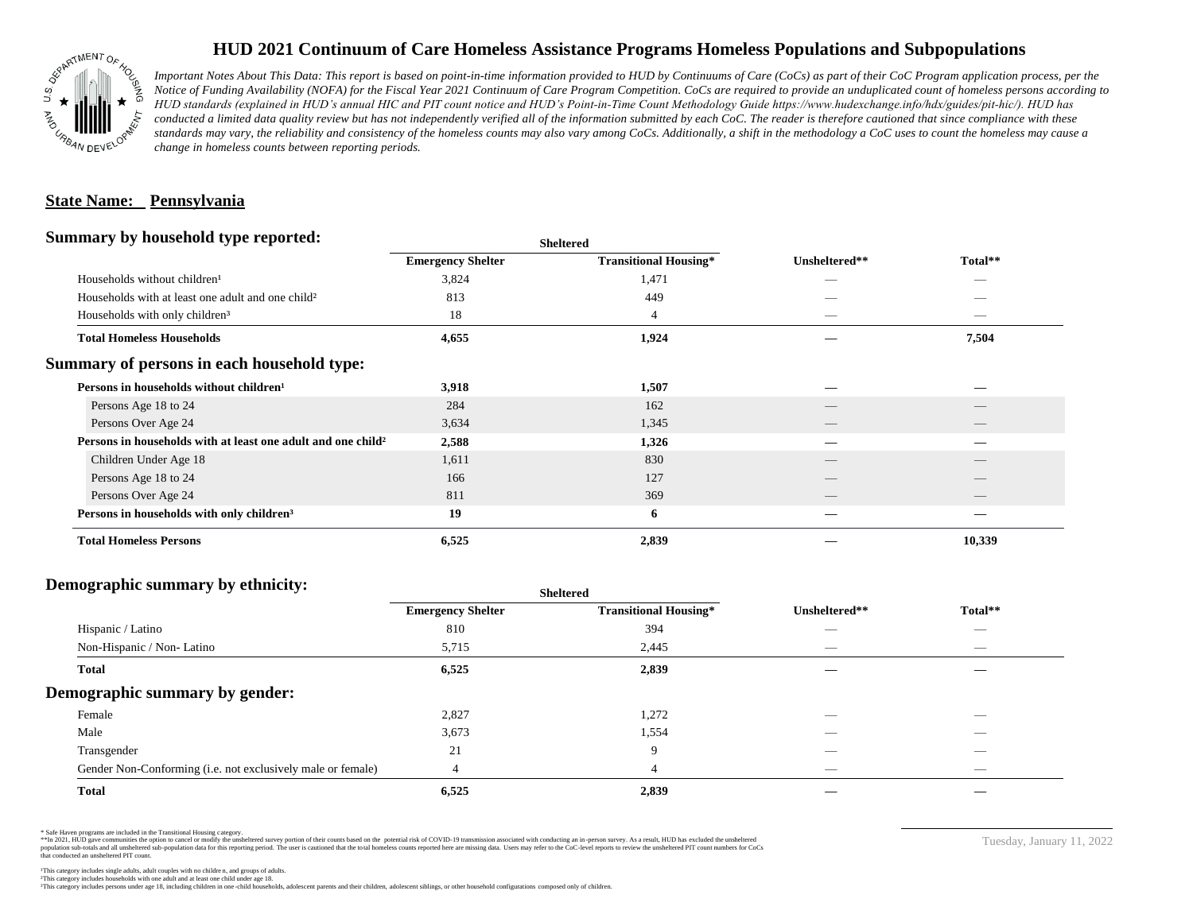# HUD 2021 Continuum of Care Homeless Assistance Programs Homeless Populations and Subpopulations

*Important Notes About This Data: This report is based on point-in-time information provided to HUD by Continuums of Care (CoCs) as part of their CoC Program application process, per the Notice of Funding Availability (NOFA) for the Fiscal Year 2021 Continuum of Care Program Competition. CoCs are required to provide an unduplicated count of homeless persons according to HUD standards (explained in HUD's annual HIC and PIT count notice and HUD's Point-in-Time Count Methodology Guide https://www.hudexchange.info/hdx/guides/pit-hic/). HUD has conducted a limited data quality review but has not independently verified all of the information submitted by each CoC. The reader is therefore cautioned that since compliance with these standards may vary, the reliability and consistency of the homeless counts may also vary among CoCs. Additionally, a shift in the methodology a CoC uses to count the homeless may cause a change in homeless counts between reporting periods.*

**State Name: Pennsylvania**

## Summary by household type reported:

| | Sheltered | | | |
|---|---|---|---|---|
| | **Emergency Shelter** | **Transitional Housing*** | **Unsheltered**** | **Total**** |
| Households without children¹ | 3,824 | 1,471 | — | — |
| Households with at least one adult and one child² | 813 | 449 | — | — |
| Households with only children³ | 18 | 4 | — | — |
| **Total Homeless Households** | **4,655** | **1,924** | **—** | **7,504** |

## Summary of persons in each household type:

| | Emergency Shelter | Transitional Housing* | Unsheltered** | Total** |
|---|---|---|---|---|
| **Persons in households without children¹** | **3,918** | **1,507** | **—** | **—** |
| Persons Age 18 to 24 | 284 | 162 | — | — |
| Persons Over Age 24 | 3,634 | 1,345 | — | — |
| **Persons in households with at least one adult and one child²** | **2,588** | **1,326** | **—** | **—** |
| Children Under Age 18 | 1,611 | 830 | — | — |
| Persons Age 18 to 24 | 166 | 127 | — | — |
| Persons Over Age 24 | 811 | 369 | — | — |
| **Persons in households with only children³** | **19** | **6** | **—** | **—** |
| **Total Homeless Persons** | **6,525** | **2,839** | **—** | **10,339** |

## Demographic summary by ethnicity:

| | Sheltered | | | |
|---|---|---|---|---|
| | **Emergency Shelter** | **Transitional Housing*** | **Unsheltered**** | **Total**** |
| Hispanic / Latino | 810 | 394 | — | — |
| Non-Hispanic / Non- Latino | 5,715 | 2,445 | — | — |
| **Total** | **6,525** | **2,839** | **—** | **—** |

## Demographic summary by gender:

| | Emergency Shelter | Transitional Housing* | Unsheltered** | Total** |
|---|---|---|---|---|
| Female | 2,827 | 1,272 | — | — |
| Male | 3,673 | 1,554 | — | — |
| Transgender | 21 | 9 | — | — |
| Gender Non-Conforming (i.e. not exclusively male or female) | 4 | 4 | — | — |
| **Total** | **6,525** | **2,839** | **—** | **—** |

\* Safe Haven programs are included in the Transitional Housing category.
\*\*In 2021, HUD gave communities the option to cancel or modify the unsheltered survey portion of their counts based on the potential risk of COVID-19 transmission associated with conducting an in-person survey. As a result, HUD has excluded the unsheltered population sub-totals and all unsheltered sub-population data for this reporting period. The user is cautioned that the total homeless counts reported here are missing data. Users may refer to the CoC-level reports to review the unsheltered PIT count numbers for CoCs that conducted an unsheltered PIT count.

¹This category includes single adults, adult couples with no children, and groups of adults.
²This category includes households with one adult and at least one child under age 18.
³This category includes persons under age 18, including children in one-child households, adolescent parents and their children, adolescent siblings, or other household configurations composed only of children.

Tuesday, January 11, 2022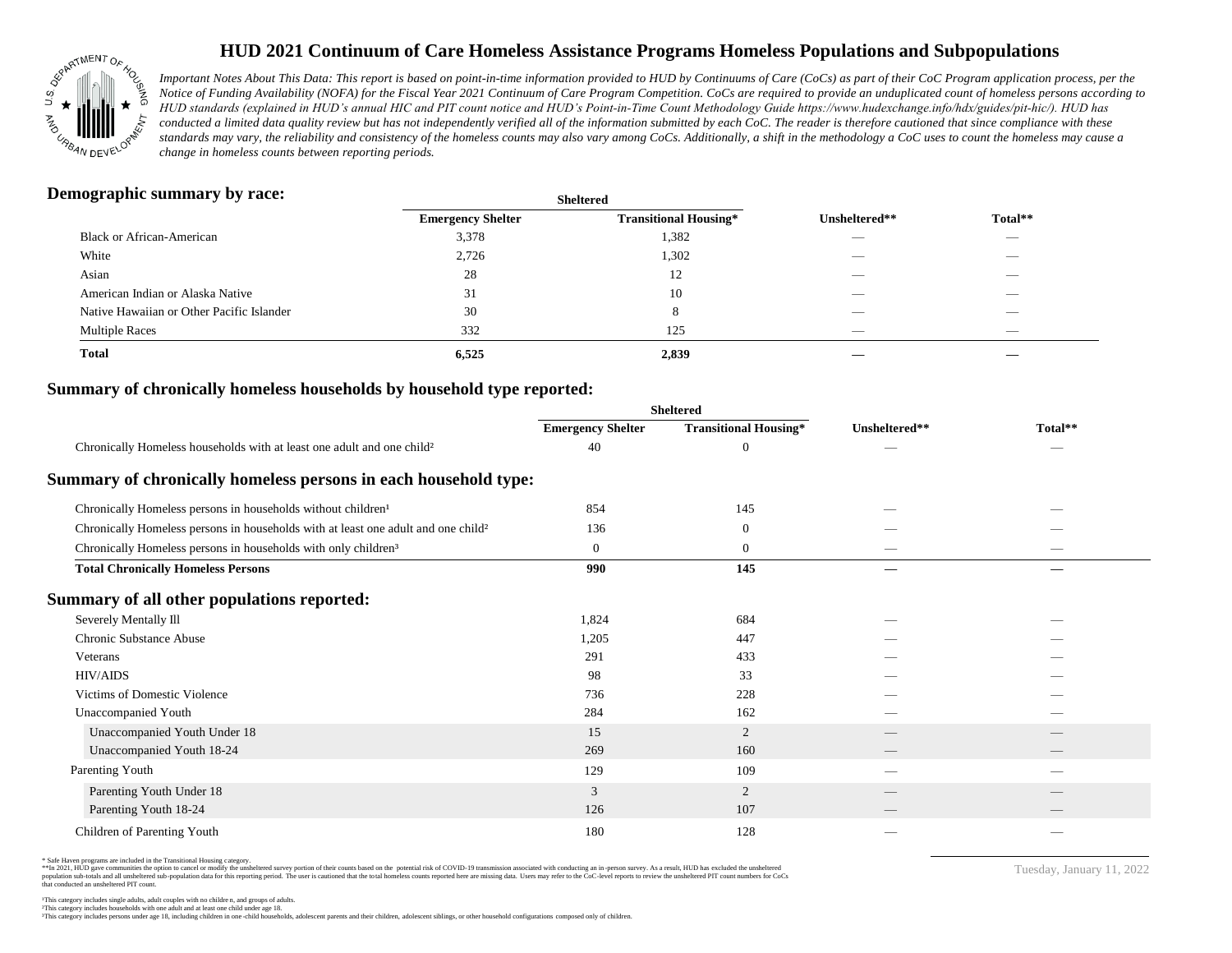# HUD 2021 Continuum of Care Homeless Assistance Programs Homeless Populations and Subpopulations

*Important Notes About This Data: This report is based on point-in-time information provided to HUD by Continuums of Care (CoCs) as part of their CoC Program application process, per the Notice of Funding Availability (NOFA) for the Fiscal Year 2021 Continuum of Care Program Competition. CoCs are required to provide an unduplicated count of homeless persons according to HUD standards (explained in HUD's annual HIC and PIT count notice and HUD's Point-in-Time Count Methodology Guide https://www.hudexchange.info/hdx/guides/pit-hic/). HUD has conducted a limited data quality review but has not independently verified all of the information submitted by each CoC. The reader is therefore cautioned that since compliance with these standards may vary, the reliability and consistency of the homeless counts may also vary among CoCs. Additionally, a shift in the methodology a CoC uses to count the homeless may cause a change in homeless counts between reporting periods.*

## Demographic summary by race:

| | Sheltered | | | |
|---|---|---|---|---|
| | **Emergency Shelter** | **Transitional Housing*** | **Unsheltered**** | **Total**** |
| Black or African-American | 3,378 | 1,382 | — | — |
| White | 2,726 | 1,302 | — | — |
| Asian | 28 | 12 | — | — |
| American Indian or Alaska Native | 31 | 10 | — | — |
| Native Hawaiian or Other Pacific Islander | 30 | 8 | — | — |
| Multiple Races | 332 | 125 | — | — |
| **Total** | **6,525** | **2,839** | **—** | **—** |

## Summary of chronically homeless households by household type reported:

| | Sheltered | | | |
|---|---|---|---|---|
| | **Emergency Shelter** | **Transitional Housing*** | **Unsheltered**** | **Total**** |
| Chronically Homeless households with at least one adult and one child[2] | 40 | 0 | — | — |

## Summary of chronically homeless persons in each household type:

| | Emergency Shelter | Transitional Housing* | Unsheltered** | Total** |
|---|---|---|---|---|
| Chronically Homeless persons in households without children[1] | 854 | 145 | — | — |
| Chronically Homeless persons in households with at least one adult and one child[2] | 136 | 0 | — | — |
| Chronically Homeless persons in households with only children[3] | 0 | 0 | — | — |
| **Total Chronically Homeless Persons** | **990** | **145** | **—** | **—** |

## Summary of all other populations reported:

| | Emergency Shelter | Transitional Housing* | Unsheltered** | Total** |
|---|---|---|---|---|
| Severely Mentally Ill | 1,824 | 684 | — | — |
| Chronic Substance Abuse | 1,205 | 447 | — | — |
| Veterans | 291 | 433 | — | — |
| HIV/AIDS | 98 | 33 | — | — |
| Victims of Domestic Violence | 736 | 228 | — | — |
| Unaccompanied Youth | 284 | 162 | — | — |
| Unaccompanied Youth Under 18 | 15 | 2 | — | — |
| Unaccompanied Youth 18-24 | 269 | 160 | — | — |
| Parenting Youth | 129 | 109 | — | — |
| Parenting Youth Under 18 | 3 | 2 | — | — |
| Parenting Youth 18-24 | 126 | 107 | — | — |
| Children of Parenting Youth | 180 | 128 | — | — |

\* Safe Haven programs are included in the Transitional Housing category.
\*\*In 2021, HUD gave communities the option to cancel or modify the unsheltered survey portion of their counts based on the potential risk of COVID-19 transmission associated with conducting an in-person survey. As a result, HUD has excluded the unsheltered population sub-totals and all unsheltered sub-population data for this reporting period. The user is cautioned that the total homeless counts reported here are missing data. Users may refer to the CoC-level reports to review the unsheltered PIT count numbers for CoCs that conducted an unsheltered PIT count.

[1]This category includes single adults, adult couples with no children, and groups of adults.
[2]This category includes households with one adult and at least one child under age 18.
[3]This category includes persons under age 18, including children in one-child households, adolescent parents and their children, adolescent siblings, or other household configurations composed only of children.

Tuesday, January 11, 2022